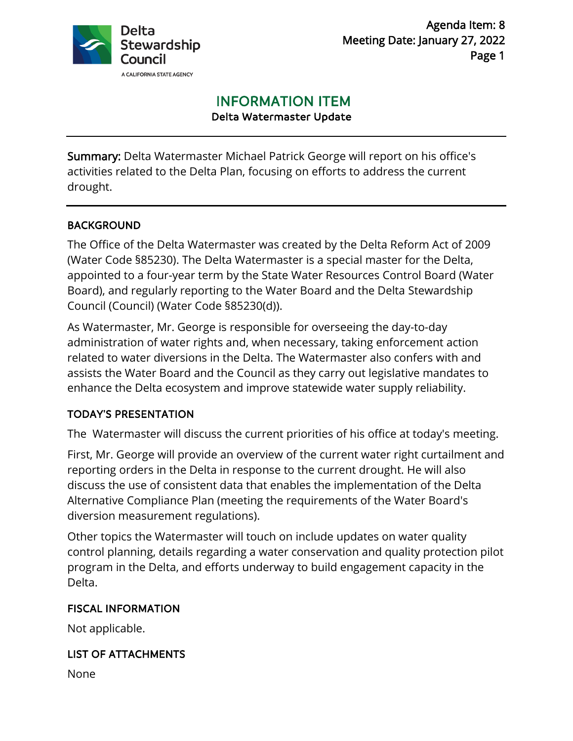Delta Stewardship Council

A CALIFORNIA STATE AGENCY

Agenda Item: 8
Meeting Date: January 27, 2022

# INFORMATION ITEM

**Delta Watermaster Update**

---

**Summary:** Delta Watermaster Michael Patrick George will report on his office's activities related to the Delta Plan, focusing on efforts to address the current drought.

---

## BACKGROUND

The Office of the Delta Watermaster was created by the Delta Reform Act of 2009 (Water Code §85230). The Delta Watermaster is a special master for the Delta, appointed to a four-year term by the State Water Resources Control Board (Water Board), and regularly reporting to the Water Board and the Delta Stewardship Council (Council) (Water Code §85230(d)).

As Watermaster, Mr. George is responsible for overseeing the day-to-day administration of water rights and, when necessary, taking enforcement action related to water diversions in the Delta. The Watermaster also confers with and assists the Water Board and the Council as they carry out legislative mandates to enhance the Delta ecosystem and improve statewide water supply reliability.

## TODAY'S PRESENTATION

The Watermaster will discuss the current priorities of his office at today's meeting.

First, Mr. George will provide an overview of the current water right curtailment and reporting orders in the Delta in response to the current drought. He will also discuss the use of consistent data that enables the implementation of the Delta Alternative Compliance Plan (meeting the requirements of the Water Board's diversion measurement regulations).

Other topics the Watermaster will touch on include updates on water quality control planning, details regarding a water conservation and quality protection pilot program in the Delta, and efforts underway to build engagement capacity in the Delta.

## FISCAL INFORMATION

Not applicable.

## LIST OF ATTACHMENTS

None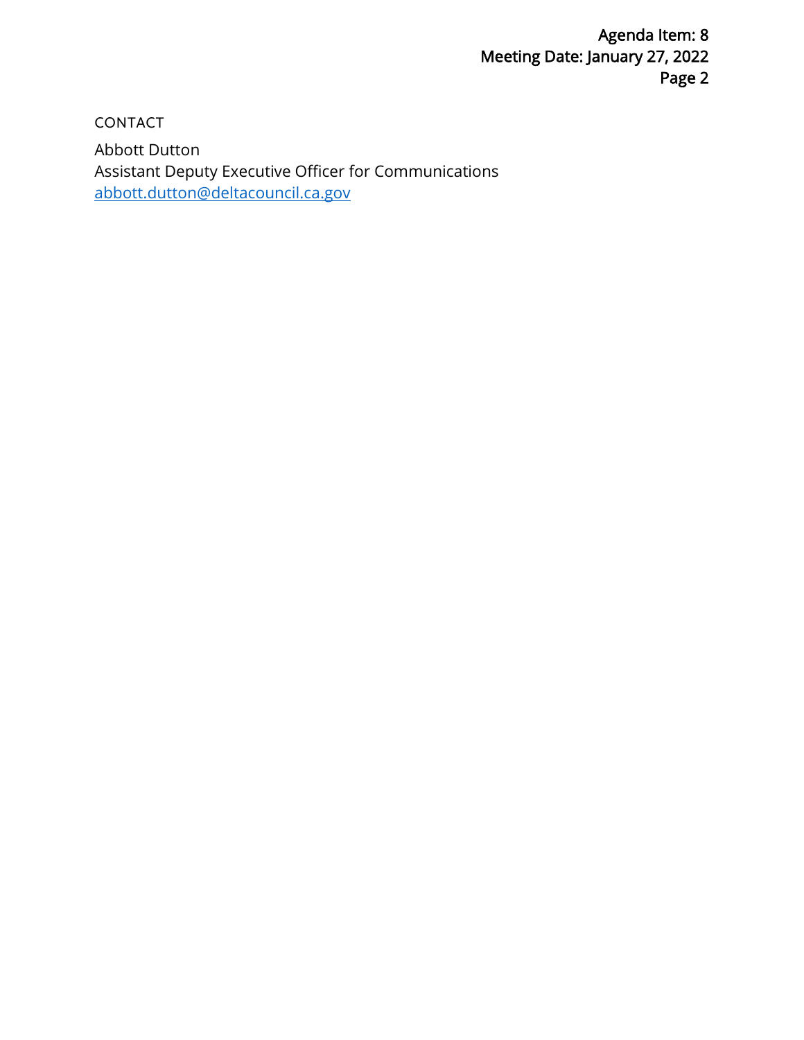CONTACT

Abbott Dutton
Assistant Deputy Executive Officer for Communications
[abbott.dutton@deltacouncil.ca.gov](mailto:abbott.dutton@deltacouncil.ca.gov)